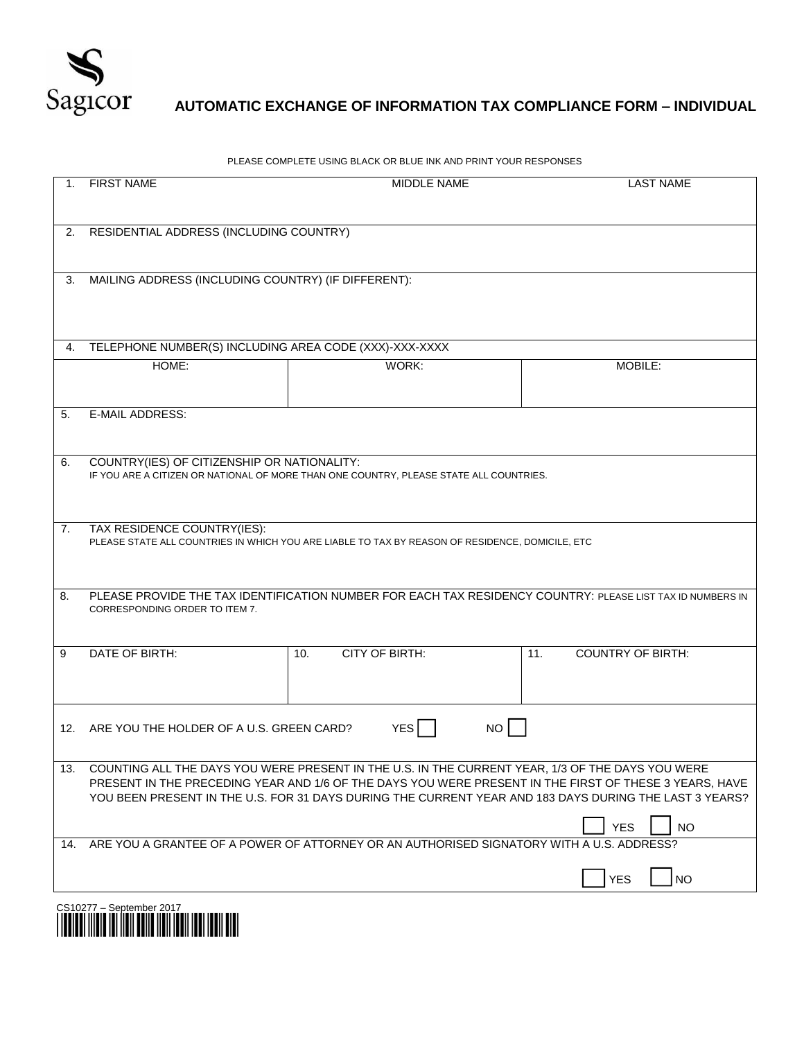Sagicor

# AUTOMATIC EXCHANGE OF INFORMATION TAX COMPLIANCE FORM – INDIVIDUAL

PLEASE COMPLETE USING BLACK OR BLUE INK AND PRINT YOUR RESPONSES

1. FIRST NAME | MIDDLE NAME | LAST NAME

2. RESIDENTIAL ADDRESS (INCLUDING COUNTRY)

3. MAILING ADDRESS (INCLUDING COUNTRY) (IF DIFFERENT):

4. TELEPHONE NUMBER(S) INCLUDING AREA CODE (XXX)-XXX-XXXX

| HOME: | WORK: | MOBILE: |
|---|---|---|
| | | |

5. E-MAIL ADDRESS:

6. COUNTRY(IES) OF CITIZENSHIP OR NATIONALITY:
IF YOU ARE A CITIZEN OR NATIONAL OF MORE THAN ONE COUNTRY, PLEASE STATE ALL COUNTRIES.

7. TAX RESIDENCE COUNTRY(IES):
PLEASE STATE ALL COUNTRIES IN WHICH YOU ARE LIABLE TO TAX BY REASON OF RESIDENCE, DOMICILE, ETC

8. PLEASE PROVIDE THE TAX IDENTIFICATION NUMBER FOR EACH TAX RESIDENCY COUNTRY: PLEASE LIST TAX ID NUMBERS IN CORRESPONDING ORDER TO ITEM 7.

| 9 DATE OF BIRTH: | 10. CITY OF BIRTH: | 11. COUNTRY OF BIRTH: |
|---|---|---|
| | | |

12. ARE YOU THE HOLDER OF A U.S. GREEN CARD? YES ☐ NO ☐

13. COUNTING ALL THE DAYS YOU WERE PRESENT IN THE U.S. IN THE CURRENT YEAR, 1/3 OF THE DAYS YOU WERE PRESENT IN THE PRECEDING YEAR AND 1/6 OF THE DAYS YOU WERE PRESENT IN THE FIRST OF THESE 3 YEARS, HAVE YOU BEEN PRESENT IN THE U.S. FOR 31 DAYS DURING THE CURRENT YEAR AND 183 DAYS DURING THE LAST 3 YEARS?

☐ YES ☐ NO

14. ARE YOU A GRANTEE OF A POWER OF ATTORNEY OR AN AUTHORISED SIGNATORY WITH A U.S. ADDRESS?

☐ YES ☐ NO

CS10277 – September 2017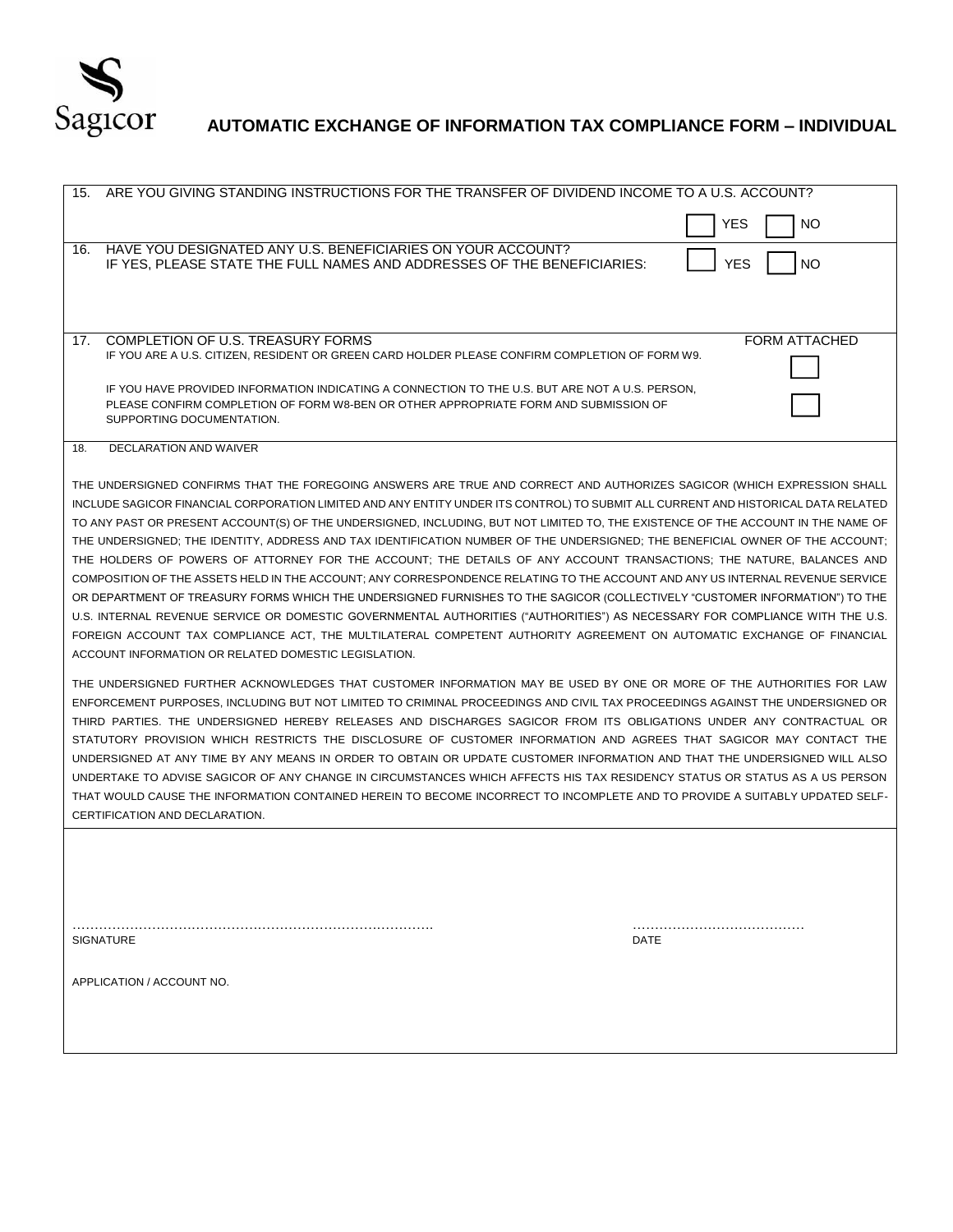# AUTOMATIC EXCHANGE OF INFORMATION TAX COMPLIANCE FORM – INDIVIDUAL

15. ARE YOU GIVING STANDING INSTRUCTIONS FOR THE TRANSFER OF DIVIDEND INCOME TO A U.S. ACCOUNT?

☐ YES ☐ NO

16. HAVE YOU DESIGNATED ANY U.S. BENEFICIARIES ON YOUR ACCOUNT?
IF YES, PLEASE STATE THE FULL NAMES AND ADDRESSES OF THE BENEFICIARIES: ☐ YES ☐ NO

17. COMPLETION OF U.S. TREASURY FORMS — FORM ATTACHED

IF YOU ARE A U.S. CITIZEN, RESIDENT OR GREEN CARD HOLDER PLEASE CONFIRM COMPLETION OF FORM W9. ☐

IF YOU HAVE PROVIDED INFORMATION INDICATING A CONNECTION TO THE U.S. BUT ARE NOT A U.S. PERSON, PLEASE CONFIRM COMPLETION OF FORM W8-BEN OR OTHER APPROPRIATE FORM AND SUBMISSION OF SUPPORTING DOCUMENTATION. ☐

18. DECLARATION AND WAIVER

THE UNDERSIGNED CONFIRMS THAT THE FOREGOING ANSWERS ARE TRUE AND CORRECT AND AUTHORIZES SAGICOR (WHICH EXPRESSION SHALL INCLUDE SAGICOR FINANCIAL CORPORATION LIMITED AND ANY ENTITY UNDER ITS CONTROL) TO SUBMIT ALL CURRENT AND HISTORICAL DATA RELATED TO ANY PAST OR PRESENT ACCOUNT(S) OF THE UNDERSIGNED, INCLUDING, BUT NOT LIMITED TO, THE EXISTENCE OF THE ACCOUNT IN THE NAME OF THE UNDERSIGNED; THE IDENTITY, ADDRESS AND TAX IDENTIFICATION NUMBER OF THE UNDERSIGNED; THE BENEFICIAL OWNER OF THE ACCOUNT; THE HOLDERS OF POWERS OF ATTORNEY FOR THE ACCOUNT; THE DETAILS OF ANY ACCOUNT TRANSACTIONS; THE NATURE, BALANCES AND COMPOSITION OF THE ASSETS HELD IN THE ACCOUNT; ANY CORRESPONDENCE RELATING TO THE ACCOUNT AND ANY US INTERNAL REVENUE SERVICE OR DEPARTMENT OF TREASURY FORMS WHICH THE UNDERSIGNED FURNISHES TO THE SAGICOR (COLLECTIVELY "CUSTOMER INFORMATION") TO THE U.S. INTERNAL REVENUE SERVICE OR DOMESTIC GOVERNMENTAL AUTHORITIES ("AUTHORITIES") AS NECESSARY FOR COMPLIANCE WITH THE U.S. FOREIGN ACCOUNT TAX COMPLIANCE ACT, THE MULTILATERAL COMPETENT AUTHORITY AGREEMENT ON AUTOMATIC EXCHANGE OF FINANCIAL ACCOUNT INFORMATION OR RELATED DOMESTIC LEGISLATION.

THE UNDERSIGNED FURTHER ACKNOWLEDGES THAT CUSTOMER INFORMATION MAY BE USED BY ONE OR MORE OF THE AUTHORITIES FOR LAW ENFORCEMENT PURPOSES, INCLUDING BUT NOT LIMITED TO CRIMINAL PROCEEDINGS AND CIVIL TAX PROCEEDINGS AGAINST THE UNDERSIGNED OR THIRD PARTIES. THE UNDERSIGNED HEREBY RELEASES AND DISCHARGES SAGICOR FROM ITS OBLIGATIONS UNDER ANY CONTRACTUAL OR STATUTORY PROVISION WHICH RESTRICTS THE DISCLOSURE OF CUSTOMER INFORMATION AND AGREES THAT SAGICOR MAY CONTACT THE UNDERSIGNED AT ANY TIME BY ANY MEANS IN ORDER TO OBTAIN OR UPDATE CUSTOMER INFORMATION AND THAT THE UNDERSIGNED WILL ALSO UNDERTAKE TO ADVISE SAGICOR OF ANY CHANGE IN CIRCUMSTANCES WHICH AFFECTS HIS TAX RESIDENCY STATUS OR STATUS AS A US PERSON THAT WOULD CAUSE THE INFORMATION CONTAINED HEREIN TO BECOME INCORRECT TO INCOMPLETE AND TO PROVIDE A SUITABLY UPDATED SELF-CERTIFICATION AND DECLARATION.

……………………………………………………………………… ………………………………
SIGNATURE DATE

APPLICATION / ACCOUNT NO.